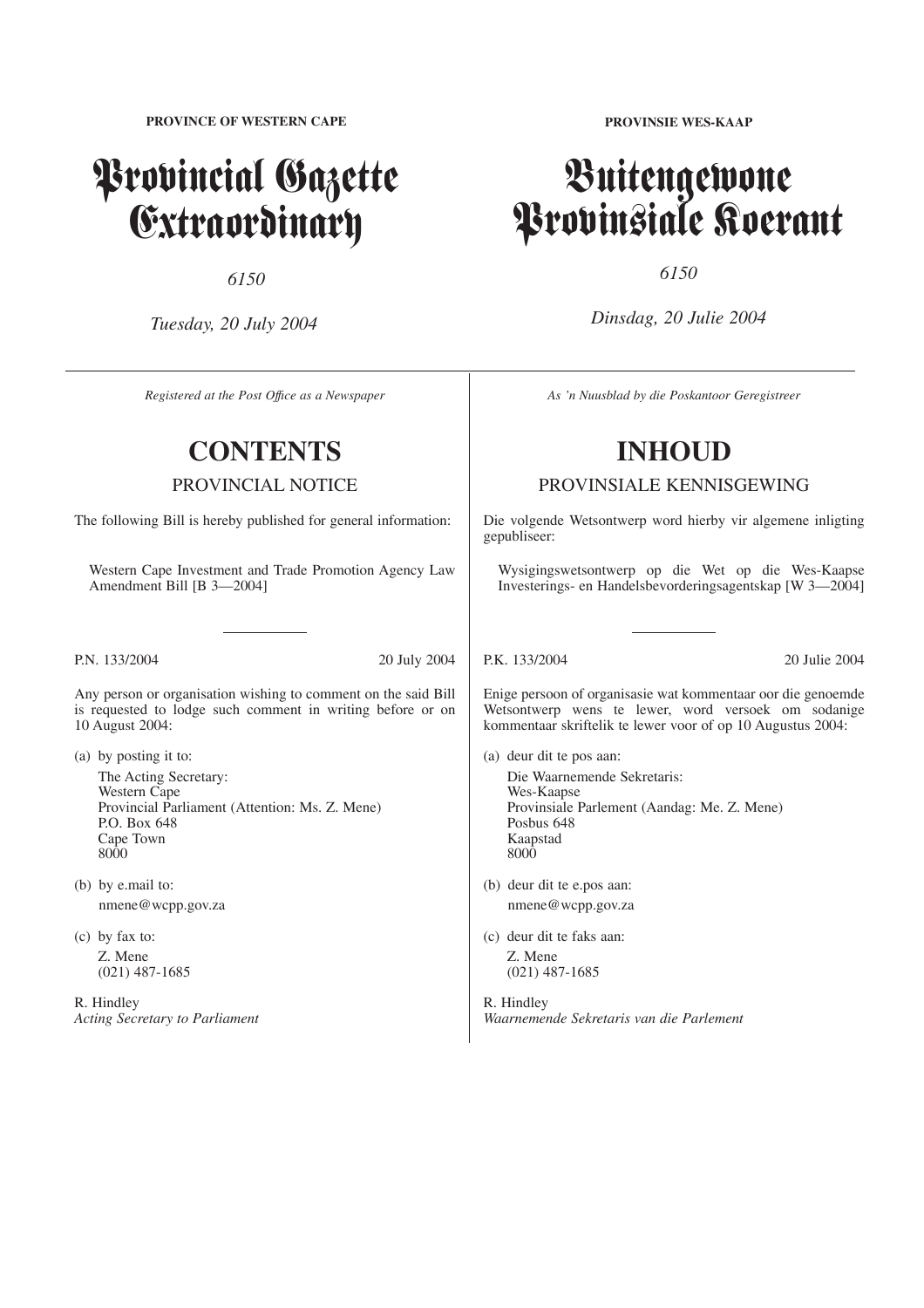**PROVINCE OF WESTERN CAPE**

# Provincial Gazette Extraordinary

*6150*

*Tuesday, 20 July 2004*

*Registered at the Post Office as a Newspaper*

## CONTENTS

### PROVINCIAL NOTICE

The following Bill is hereby published for general information:

Western Cape Investment and Trade Promotion Agency Law Amendment Bill [B 3—2004]

---

P.N. 133/2004 — 20 July 2004

Any person or organisation wishing to comment on the said Bill is requested to lodge such comment in writing before or on 10 August 2004:

(a) by posting it to:

The Acting Secretary:
Western Cape
Provincial Parliament (Attention: Ms. Z. Mene)
P.O. Box 648
Cape Town
8000

(b) by e.mail to:

nmene@wcpp.gov.za

(c) by fax to:

Z. Mene
(021) 487-1685

R. Hindley
*Acting Secretary to Parliament*

---

**PROVINSIE WES-KAAP**

# Buitengewone Provinsiale Koerant

*6150*

*Dinsdag, 20 Julie 2004*

*As 'n Nuusblad by die Poskantoor Geregistreer*

## INHOUD

### PROVINSIALE KENNISGEWING

Die volgende Wetsontwerp word hierby vir algemene inligting gepubliseer:

Wysigingswetsontwerp op die Wet op die Wes-Kaapse Investerings- en Handelsbevorderingsagentskap [W 3—2004]

---

P.K. 133/2004 — 20 Julie 2004

Enige persoon of organisasie wat kommentaar oor die genoemde Wetsontwerp wens te lewer, word versoek om sodanige kommentaar skriftelik te lewer voor of op 10 Augustus 2004:

(a) deur dit te pos aan:

Die Waarnemende Sekretaris:
Wes-Kaapse
Provinsiale Parlement (Aandag: Me. Z. Mene)
Posbus 648
Kaapstad
8000

(b) deur dit te e.pos aan:

nmene@wcpp.gov.za

(c) deur dit te faks aan:

Z. Mene
(021) 487-1685

R. Hindley
*Waarnemende Sekretaris van die Parlement*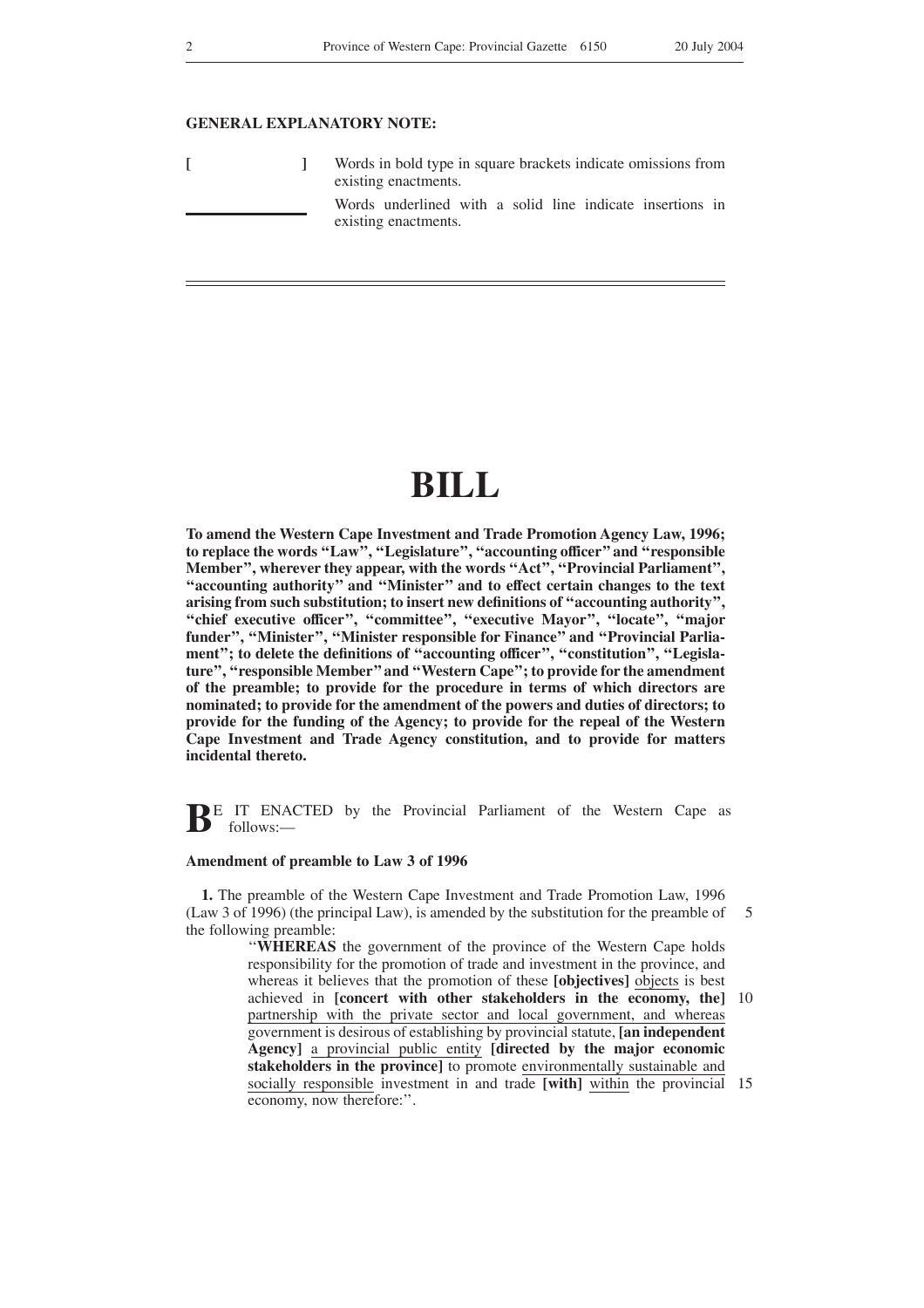**GENERAL EXPLANATORY NOTE:**

[ ] Words in bold type in square brackets indicate omissions from existing enactments.

\_\_\_\_\_\_ Words underlined with a solid line indicate insertions in existing enactments.

# BILL

**To amend the Western Cape Investment and Trade Promotion Agency Law, 1996; to replace the words "Law", "Legislature", "accounting officer" and "responsible Member", wherever they appear, with the words "Act", "Provincial Parliament", "accounting authority" and "Minister" and to effect certain changes to the text arising from such substitution; to insert new definitions of "accounting authority", "chief executive officer", "committee", "executive Mayor", "locate", "major funder", "Minister", "Minister responsible for Finance" and "Provincial Parliament"; to delete the definitions of "accounting officer", "constitution", "Legislature", "responsible Member" and "Western Cape"; to provide for the amendment of the preamble; to provide for the procedure in terms of which directors are nominated; to provide for the amendment of the powers and duties of directors; to provide for the funding of the Agency; to provide for the repeal of the Western Cape Investment and Trade Agency constitution, and to provide for matters incidental thereto.**

BE IT ENACTED by the Provincial Parliament of the Western Cape as follows:—

**Amendment of preamble to Law 3 of 1996**

**1.** The preamble of the Western Cape Investment and Trade Promotion Law, 1996 (Law 3 of 1996) (the principal Law), is amended by the substitution for the preamble of the following preamble:

> "**WHEREAS** the government of the province of the Western Cape holds responsibility for the promotion of trade and investment in the province, and whereas it believes that the promotion of these **[objectives]** <u>objects</u> is best achieved in **[concert with other stakeholders in the economy, the]** <u>partnership with the private sector and local government, and whereas</u> government is desirous of establishing by provincial statute, **[an independent Agency]** <u>a provincial public entity</u> **[directed by the major economic stakeholders in the province]** to promote <u>environmentally sustainable and socially responsible</u> investment in and trade **[with]** <u>within</u> the provincial economy, now therefore:".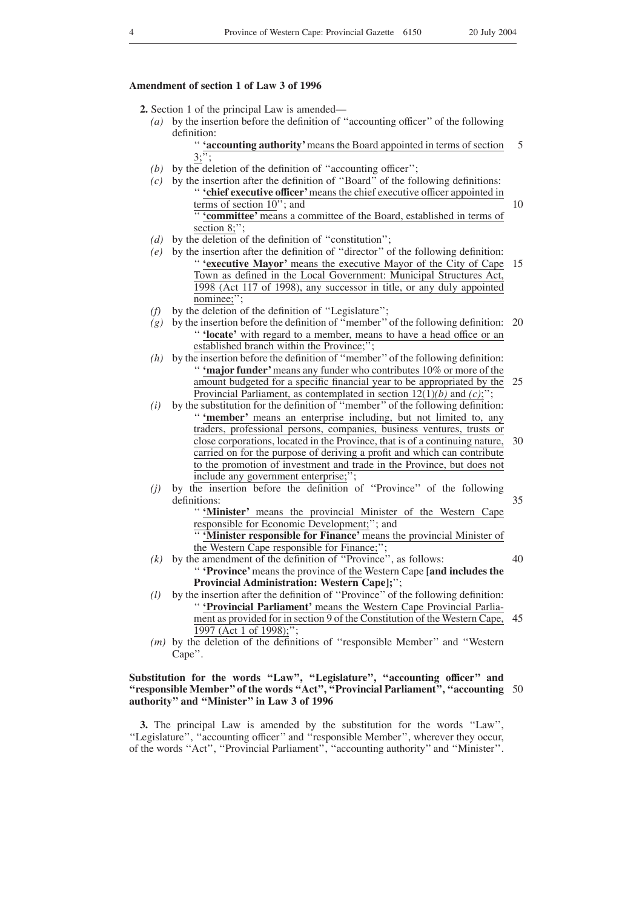## Amendment of section 1 of Law 3 of 1996

**2.** Section 1 of the principal Law is amended—

*(a)* by the insertion before the definition of ''accounting officer'' of the following definition:

'' **'accounting authority'** means the Board appointed in terms of section 3;'';

*(b)* by the deletion of the definition of ''accounting officer'';

*(c)* by the insertion after the definition of ''Board'' of the following definitions:

'' **'chief executive officer'** means the chief executive officer appointed in terms of section 10''; and

'' **'committee'** means a committee of the Board, established in terms of section 8;'';

*(d)* by the deletion of the definition of ''constitution'';

*(e)* by the insertion after the definition of ''director'' of the following definition:

'' **'executive Mayor'** means the executive Mayor of the City of Cape Town as defined in the Local Government: Municipal Structures Act, 1998 (Act 117 of 1998), any successor in title, or any duly appointed nominee;'';

*(f)* by the deletion of the definition of ''Legislature'';

*(g)* by the insertion before the definition of ''member'' of the following definition:

'' **'locate'** with regard to a member, means to have a head office or an established branch within the Province;'';

*(h)* by the insertion before the definition of ''member'' of the following definition:

'' **'major funder'** means any funder who contributes 10% or more of the amount budgeted for a specific financial year to be appropriated by the Provincial Parliament, as contemplated in section 12(1)*(b)* and *(c)*;'';

*(i)* by the substitution for the definition of ''member'' of the following definition:

'' **'member'** means an enterprise including, but not limited to, any traders, professional persons, companies, business ventures, trusts or close corporations, located in the Province, that is of a continuing nature, carried on for the purpose of deriving a profit and which can contribute to the promotion of investment and trade in the Province, but does not include any government enterprise;'';

*(j)* by the insertion before the definition of ''Province'' of the following definitions:

'' **'Minister'** means the provincial Minister of the Western Cape responsible for Economic Development;''; and

'' **'Minister responsible for Finance'** means the provincial Minister of the Western Cape responsible for Finance;'';

*(k)* by the amendment of the definition of ''Province'', as follows:

'' **'Province'** means the province of the Western Cape **[and includes the Provincial Administration: Western Cape];**'';

*(l)* by the insertion after the definition of ''Province'' of the following definition:

'' **'Provincial Parliament'** means the Western Cape Provincial Parliament as provided for in section 9 of the Constitution of the Western Cape, 1997 (Act 1 of 1998);'';

*(m)* by the deletion of the definitions of ''responsible Member'' and ''Western Cape''.

## Substitution for the words "Law", "Legislature", "accounting officer" and "responsible Member" of the words "Act", "Provincial Parliament", "accounting authority" and "Minister" in Law 3 of 1996

**3.** The principal Law is amended by the substitution for the words ''Law'', ''Legislature'', ''accounting officer'' and ''responsible Member'', wherever they occur, of the words ''Act'', ''Provincial Parliament'', ''accounting authority'' and ''Minister''.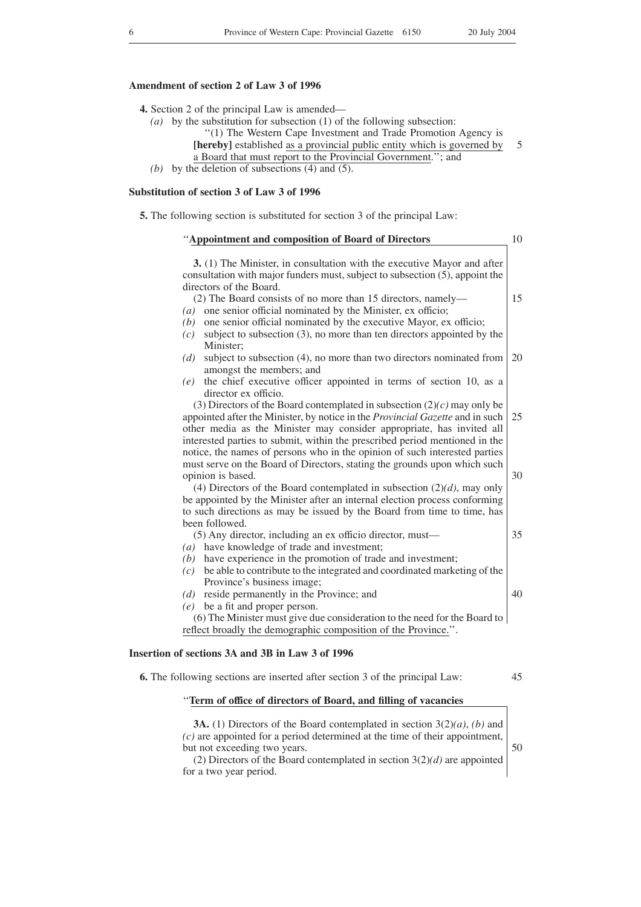**Amendment of section 2 of Law 3 of 1996**

**4.** Section 2 of the principal Law is amended—

*(a)* by the substitution for subsection (1) of the following subsection:

"(1) The Western Cape Investment and Trade Promotion Agency is **[hereby]** established <u>as a provincial public entity which is governed by a Board that must report to the Provincial Government</u>."; and

*(b)* by the deletion of subsections (4) and (5).

**Substitution of section 3 of Law 3 of 1996**

**5.** The following section is substituted for section 3 of the principal Law:

"**<u>Appointment and composition of Board of Directors</u>**

**3.** (1) The Minister, in consultation with the executive Mayor and after consultation with major funders must, subject to subsection (5), appoint the directors of the Board.

(2) The Board consists of no more than 15 directors, namely—

*(a)* one senior official nominated by the Minister, ex officio;

*(b)* one senior official nominated by the executive Mayor, ex officio;

*(c)* subject to subsection (3), no more than ten directors appointed by the Minister;

*(d)* subject to subsection (4), no more than two directors nominated from amongst the members; and

*(e)* the chief executive officer appointed in terms of section 10, as a director ex officio.

(3) Directors of the Board contemplated in subsection (2)*(c)* may only be appointed after the Minister, by notice in the *Provincial Gazette* and in such other media as the Minister may consider appropriate, has invited all interested parties to submit, within the prescribed period mentioned in the notice, the names of persons who in the opinion of such interested parties must serve on the Board of Directors, stating the grounds upon which such opinion is based.

(4) Directors of the Board contemplated in subsection (2)*(d)*, may only be appointed by the Minister after an internal election process conforming to such directions as may be issued by the Board from time to time, has been followed.

(5) Any director, including an ex officio director, must—

*(a)* have knowledge of trade and investment;

*(b)* have experience in the promotion of trade and investment;

*(c)* be able to contribute to the integrated and coordinated marketing of the Province's business image;

*(d)* reside permanently in the Province; and

*(e)* be a fit and proper person.

(6) The Minister must give due consideration to the need for the Board to <u>reflect broadly the demographic composition of the Province.</u>".

**Insertion of sections 3A and 3B in Law 3 of 1996**

**6.** The following sections are inserted after section 3 of the principal Law:

"**<u>Term of office of directors of Board, and filling of vacancies</u>**

**3A.** (1) Directors of the Board contemplated in section 3(2)*(a)*, *(b)* and *(c)* are appointed for a period determined at the time of their appointment, but not exceeding two years.

(2) Directors of the Board contemplated in section 3(2)*(d)* are appointed for a two year period.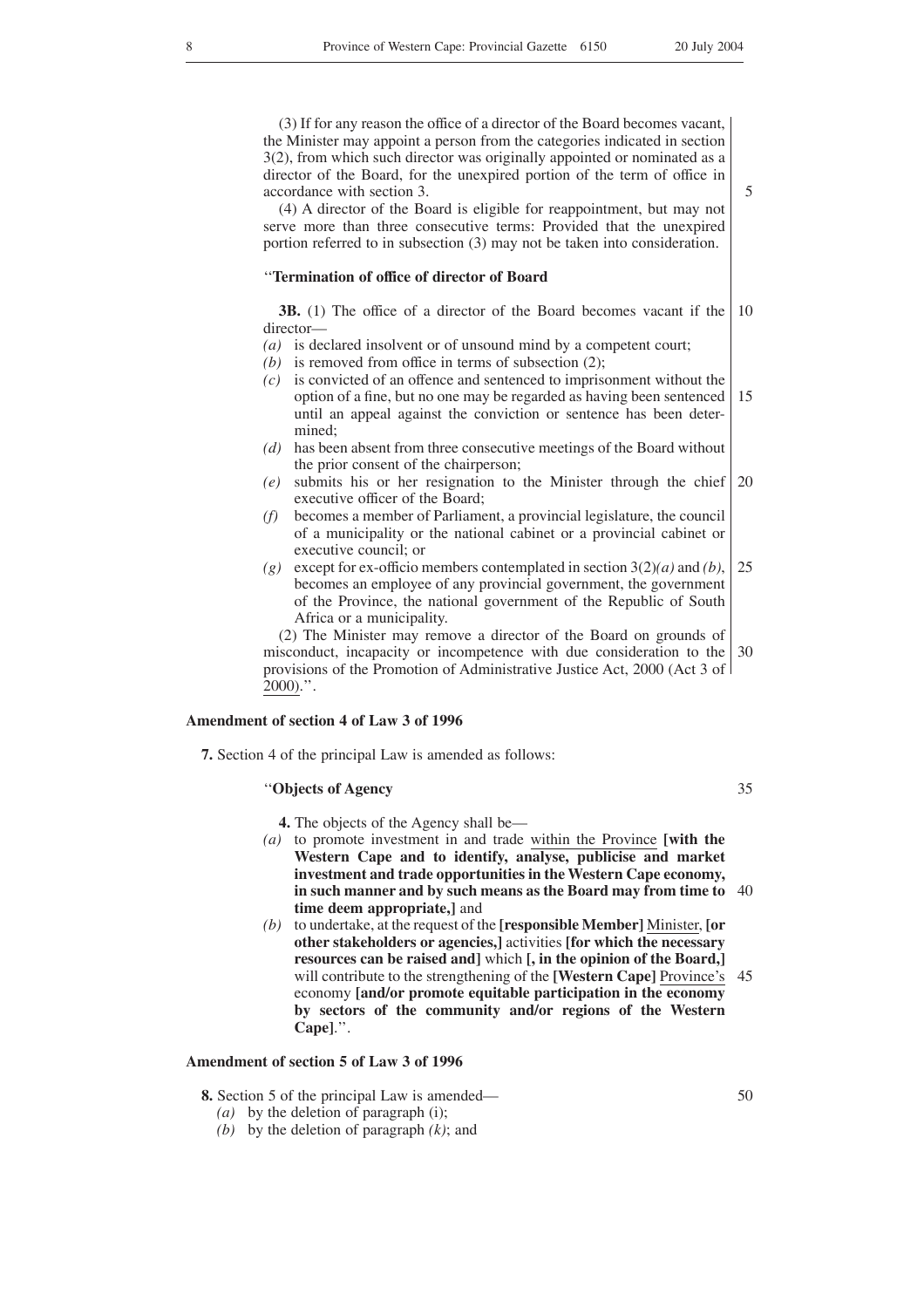(3) If for any reason the office of a director of the Board becomes vacant, the Minister may appoint a person from the categories indicated in section 3(2), from which such director was originally appointed or nominated as a director of the Board, for the unexpired portion of the term of office in accordance with section 3.

(4) A director of the Board is eligible for reappointment, but may not serve more than three consecutive terms: Provided that the unexpired portion referred to in subsection (3) may not be taken into consideration.

''**Termination of office of director of Board**

**3B.** (1) The office of a director of the Board becomes vacant if the director—

*(a)* is declared insolvent or of unsound mind by a competent court;
*(b)* is removed from office in terms of subsection (2);
*(c)* is convicted of an offence and sentenced to imprisonment without the option of a fine, but no one may be regarded as having been sentenced until an appeal against the conviction or sentence has been determined;
*(d)* has been absent from three consecutive meetings of the Board without the prior consent of the chairperson;
*(e)* submits his or her resignation to the Minister through the chief executive officer of the Board;
*(f)* becomes a member of Parliament, a provincial legislature, the council of a municipality or the national cabinet or a provincial cabinet or executive council; or
*(g)* except for ex-officio members contemplated in section 3(2)*(a)* and *(b)*, becomes an employee of any provincial government, the government of the Province, the national government of the Republic of South Africa or a municipality.

(2) The Minister may remove a director of the Board on grounds of misconduct, incapacity or incompetence with due consideration to the provisions of the Promotion of Administrative Justice Act, 2000 (Act 3 of 2000).''.

**Amendment of section 4 of Law 3 of 1996**

**7.** Section 4 of the principal Law is amended as follows:

''**Objects of Agency**

**4.** The objects of the Agency shall be—

*(a)* to promote investment in and trade <u>within the Province</u> **[with the Western Cape and to identify, analyse, publicise and market investment and trade opportunities in the Western Cape economy, in such manner and by such means as the Board may from time to time deem appropriate,]** and
*(b)* to undertake, at the request of the **[responsible Member]** <u>Minister</u>, **[or other stakeholders or agencies,]** activities **[for which the necessary resources can be raised and]** which **[, in the opinion of the Board,]** will contribute to the strengthening of the **[Western Cape]** <u>Province's</u> economy **[and/or promote equitable participation in the economy by sectors of the community and/or regions of the Western Cape]**.''.

**Amendment of section 5 of Law 3 of 1996**

**8.** Section 5 of the principal Law is amended—

*(a)* by the deletion of paragraph (i);
*(b)* by the deletion of paragraph *(k)*; and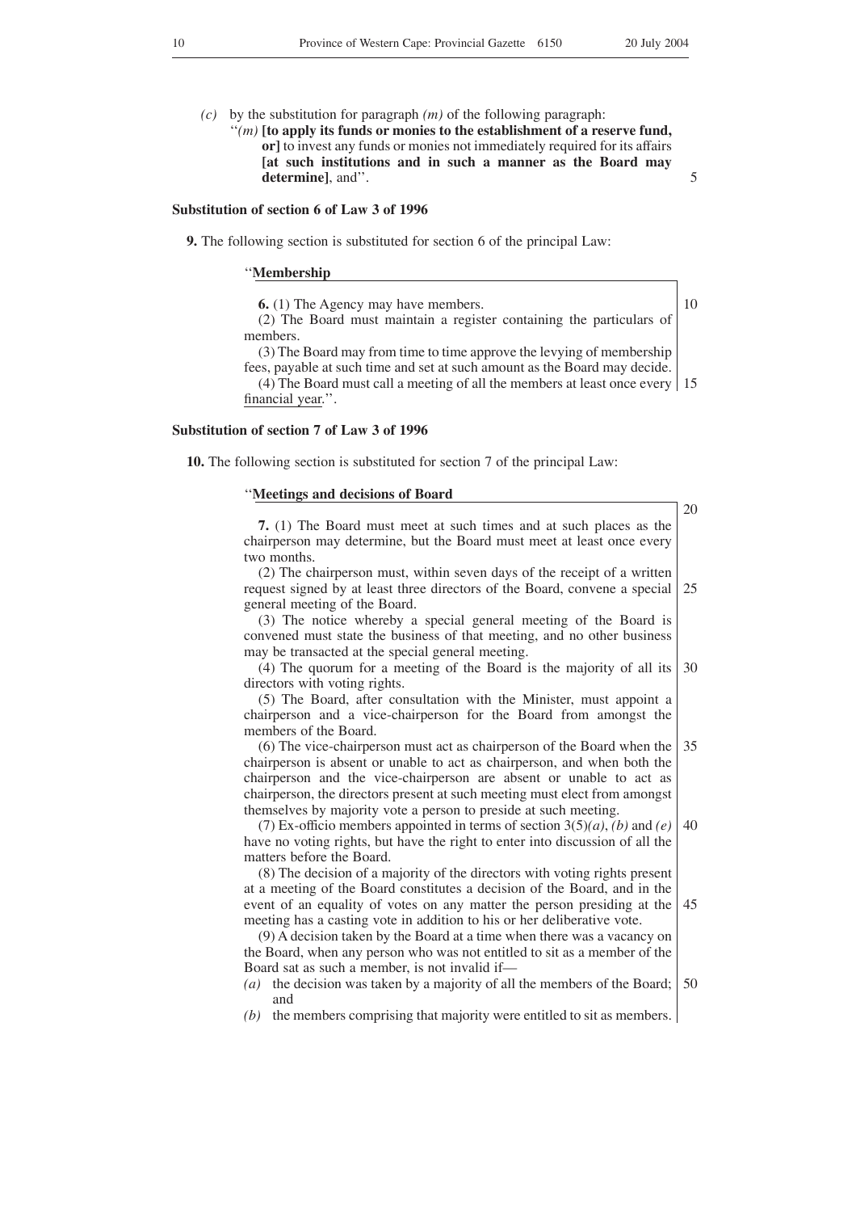*(c)* by the substitution for paragraph *(m)* of the following paragraph:

''*(m)* **[to apply its funds or monies to the establishment of a reserve fund, or]** to invest any funds or monies not immediately required for its affairs **[at such institutions and in such a manner as the Board may determine]**, and''.

**Substitution of section 6 of Law 3 of 1996**

**9.** The following section is substituted for section 6 of the principal Law:

''**Membership**

**6.** (1) The Agency may have members.

(2) The Board must maintain a register containing the particulars of members.

(3) The Board may from time to time approve the levying of membership fees, payable at such time and set at such amount as the Board may decide.

(4) The Board must call a meeting of all the members at least once every financial year.''.

**Substitution of section 7 of Law 3 of 1996**

**10.** The following section is substituted for section 7 of the principal Law:

''**Meetings and decisions of Board**

**7.** (1) The Board must meet at such times and at such places as the chairperson may determine, but the Board must meet at least once every two months.

(2) The chairperson must, within seven days of the receipt of a written request signed by at least three directors of the Board, convene a special general meeting of the Board.

(3) The notice whereby a special general meeting of the Board is convened must state the business of that meeting, and no other business may be transacted at the special general meeting.

(4) The quorum for a meeting of the Board is the majority of all its directors with voting rights.

(5) The Board, after consultation with the Minister, must appoint a chairperson and a vice-chairperson for the Board from amongst the members of the Board.

(6) The vice-chairperson must act as chairperson of the Board when the chairperson is absent or unable to act as chairperson, and when both the chairperson and the vice-chairperson are absent or unable to act as chairperson, the directors present at such meeting must elect from amongst themselves by majority vote a person to preside at such meeting.

(7) Ex-officio members appointed in terms of section 3(5)*(a)*, *(b)* and *(e)* have no voting rights, but have the right to enter into discussion of all the matters before the Board.

(8) The decision of a majority of the directors with voting rights present at a meeting of the Board constitutes a decision of the Board, and in the event of an equality of votes on any matter the person presiding at the meeting has a casting vote in addition to his or her deliberative vote.

(9) A decision taken by the Board at a time when there was a vacancy on the Board, when any person who was not entitled to sit as a member of the Board sat as such a member, is not invalid if—

*(a)* the decision was taken by a majority of all the members of the Board; and

*(b)* the members comprising that majority were entitled to sit as members.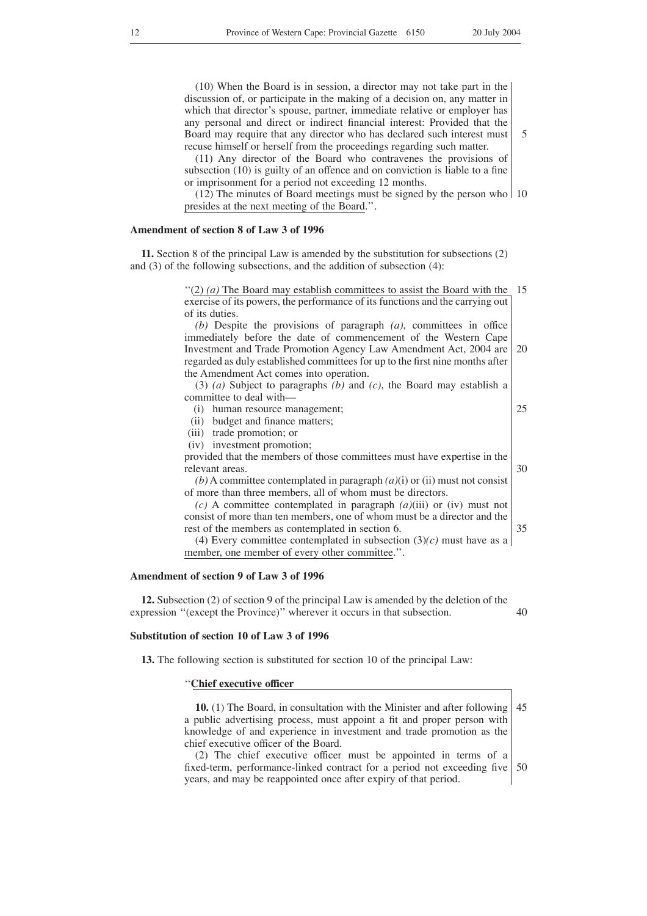(10) When the Board is in session, a director may not take part in the discussion of, or participate in the making of a decision on, any matter in which that director's spouse, partner, immediate relative or employer has any personal and direct or indirect financial interest: Provided that the Board may require that any director who has declared such interest must recuse himself or herself from the proceedings regarding such matter.

(11) Any director of the Board who contravenes the provisions of subsection (10) is guilty of an offence and on conviction is liable to a fine or imprisonment for a period not exceeding 12 months.

(12) The minutes of Board meetings must be signed by the person who presides at the next meeting of the Board.''.

**Amendment of section 8 of Law 3 of 1996**

**11.** Section 8 of the principal Law is amended by the substitution for subsections (2) and (3) of the following subsections, and the addition of subsection (4):

''(2) *(a)* The Board may establish committees to assist the Board with the exercise of its powers, the performance of its functions and the carrying out of its duties.

*(b)* Despite the provisions of paragraph *(a)*, committees in office immediately before the date of commencement of the Western Cape Investment and Trade Promotion Agency Law Amendment Act, 2004 are regarded as duly established committees for up to the first nine months after the Amendment Act comes into operation.

(3) *(a)* Subject to paragraphs *(b)* and *(c)*, the Board may establish a committee to deal with—

(i) human resource management;
(ii) budget and finance matters;
(iii) trade promotion; or
(iv) investment promotion;

provided that the members of those committees must have expertise in the relevant areas.

*(b)* A committee contemplated in paragraph *(a)*(i) or (ii) must not consist of more than three members, all of whom must be directors.

*(c)* A committee contemplated in paragraph *(a)*(iii) or (iv) must not consist of more than ten members, one of whom must be a director and the rest of the members as contemplated in section 6.

(4) Every committee contemplated in subsection (3)*(c)* must have as a member, one member of every other committee.''.

**Amendment of section 9 of Law 3 of 1996**

**12.** Subsection (2) of section 9 of the principal Law is amended by the deletion of the expression ''(except the Province)'' wherever it occurs in that subsection.

**Substitution of section 10 of Law 3 of 1996**

**13.** The following section is substituted for section 10 of the principal Law:

''**Chief executive officer**

**10.** (1) The Board, in consultation with the Minister and after following a public advertising process, must appoint a fit and proper person with knowledge of and experience in investment and trade promotion as the chief executive officer of the Board.

(2) The chief executive officer must be appointed in terms of a fixed-term, performance-linked contract for a period not exceeding five years, and may be reappointed once after expiry of that period.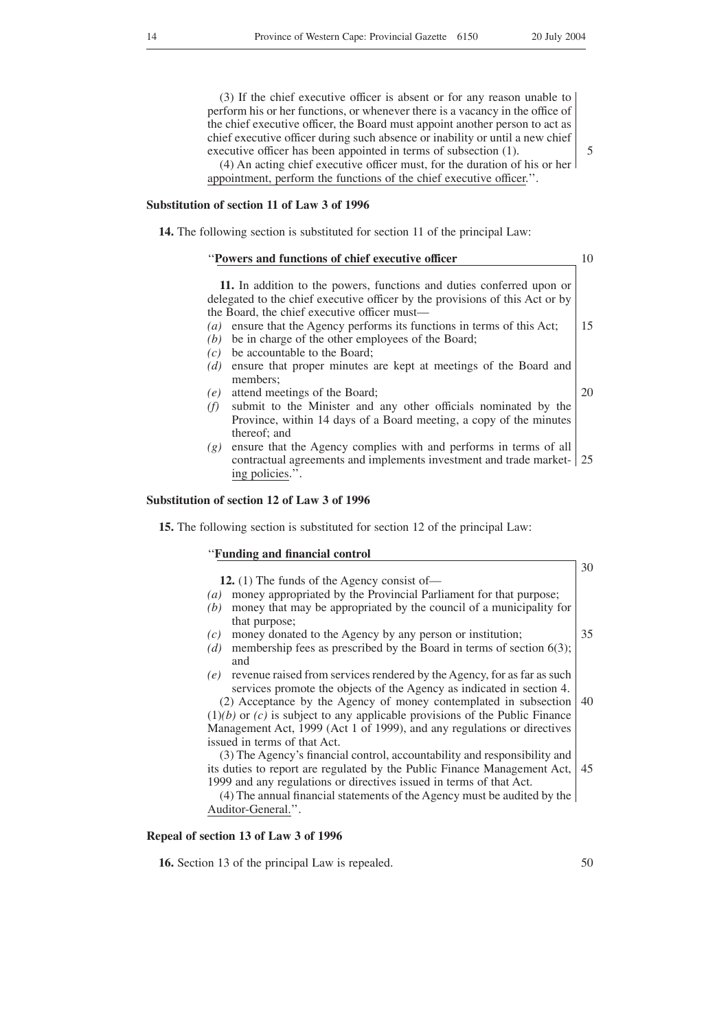(3) If the chief executive officer is absent or for any reason unable to perform his or her functions, or whenever there is a vacancy in the office of the chief executive officer, the Board must appoint another person to act as chief executive officer during such absence or inability or until a new chief executive officer has been appointed in terms of subsection (1).

(4) An acting chief executive officer must, for the duration of his or her appointment, perform the functions of the chief executive officer.''.

**Substitution of section 11 of Law 3 of 1996**

**14.** The following section is substituted for section 11 of the principal Law:

''**Powers and functions of chief executive officer**

**11.** In addition to the powers, functions and duties conferred upon or delegated to the chief executive officer by the provisions of this Act or by the Board, the chief executive officer must—

*(a)* ensure that the Agency performs its functions in terms of this Act;
*(b)* be in charge of the other employees of the Board;
*(c)* be accountable to the Board;
*(d)* ensure that proper minutes are kept at meetings of the Board and members;
*(e)* attend meetings of the Board;
*(f)* submit to the Minister and any other officials nominated by the Province, within 14 days of a Board meeting, a copy of the minutes thereof; and
*(g)* ensure that the Agency complies with and performs in terms of all contractual agreements and implements investment and trade marketing policies.''.

**Substitution of section 12 of Law 3 of 1996**

**15.** The following section is substituted for section 12 of the principal Law:

''**Funding and financial control**

**12.** (1) The funds of the Agency consist of—

*(a)* money appropriated by the Provincial Parliament for that purpose;
*(b)* money that may be appropriated by the council of a municipality for that purpose;
*(c)* money donated to the Agency by any person or institution;
*(d)* membership fees as prescribed by the Board in terms of section 6(3); and
*(e)* revenue raised from services rendered by the Agency, for as far as such services promote the objects of the Agency as indicated in section 4.

(2) Acceptance by the Agency of money contemplated in subsection (1)*(b)* or *(c)* is subject to any applicable provisions of the Public Finance Management Act, 1999 (Act 1 of 1999), and any regulations or directives issued in terms of that Act.

(3) The Agency's financial control, accountability and responsibility and its duties to report are regulated by the Public Finance Management Act, 1999 and any regulations or directives issued in terms of that Act.

(4) The annual financial statements of the Agency must be audited by the Auditor-General.''.

**Repeal of section 13 of Law 3 of 1996**

**16.** Section 13 of the principal Law is repealed.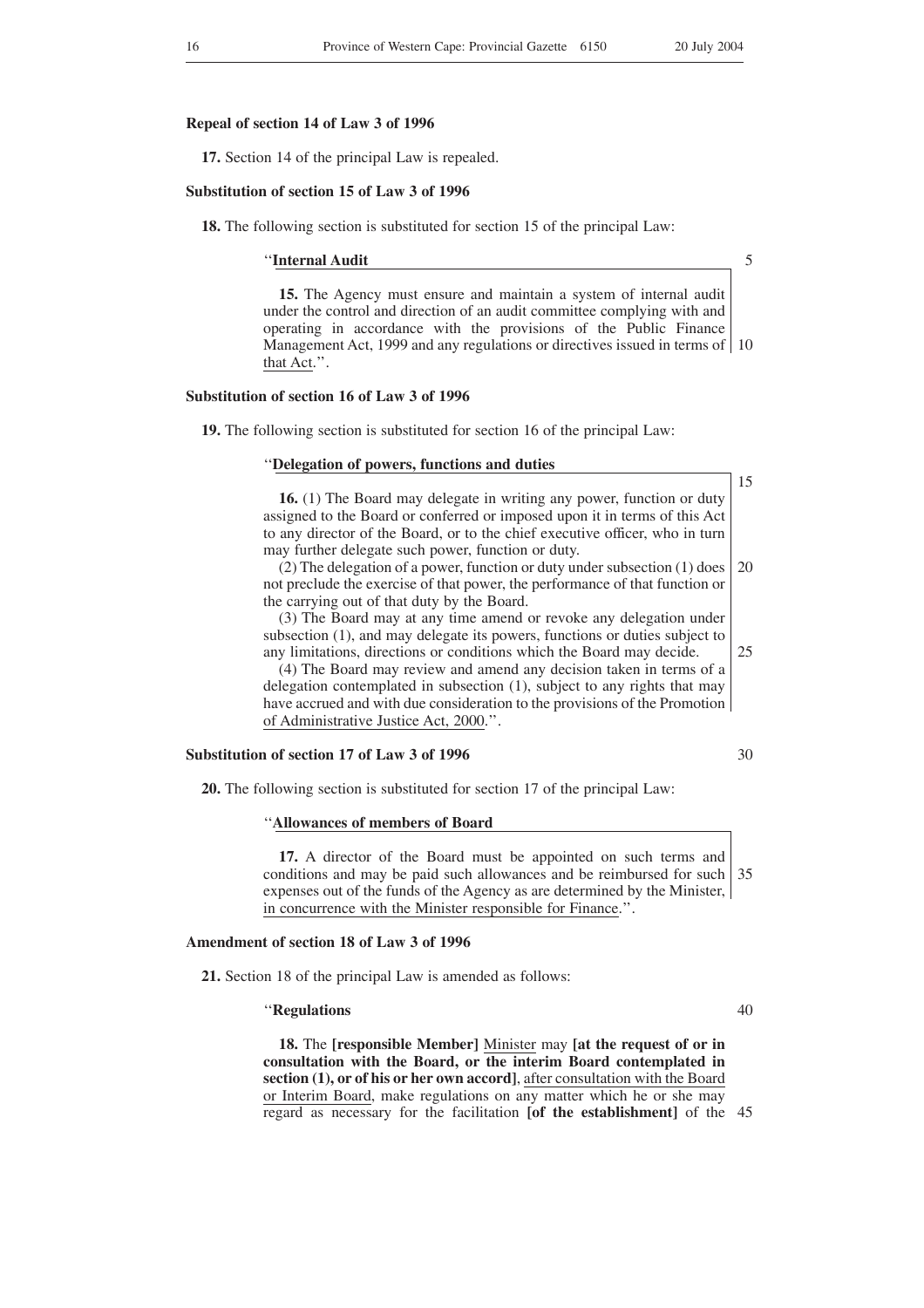**Repeal of section 14 of Law 3 of 1996**

**17.** Section 14 of the principal Law is repealed.

**Substitution of section 15 of Law 3 of 1996**

**18.** The following section is substituted for section 15 of the principal Law:

> ''**Internal Audit**
>
> **15.** The Agency must ensure and maintain a system of internal audit under the control and direction of an audit committee complying with and operating in accordance with the provisions of the Public Finance Management Act, 1999 and any regulations or directives issued in terms of that Act.''.

**Substitution of section 16 of Law 3 of 1996**

**19.** The following section is substituted for section 16 of the principal Law:

> ''**Delegation of powers, functions and duties**
>
> **16.** (1) The Board may delegate in writing any power, function or duty assigned to the Board or conferred or imposed upon it in terms of this Act to any director of the Board, or to the chief executive officer, who in turn may further delegate such power, function or duty.
>
> (2) The delegation of a power, function or duty under subsection (1) does not preclude the exercise of that power, the performance of that function or the carrying out of that duty by the Board.
>
> (3) The Board may at any time amend or revoke any delegation under subsection (1), and may delegate its powers, functions or duties subject to any limitations, directions or conditions which the Board may decide.
>
> (4) The Board may review and amend any decision taken in terms of a delegation contemplated in subsection (1), subject to any rights that may have accrued and with due consideration to the provisions of the Promotion of Administrative Justice Act, 2000.''.

**Substitution of section 17 of Law 3 of 1996**

**20.** The following section is substituted for section 17 of the principal Law:

> ''**Allowances of members of Board**
>
> **17.** A director of the Board must be appointed on such terms and conditions and may be paid such allowances and be reimbursed for such expenses out of the funds of the Agency as are determined by the Minister, in concurrence with the Minister responsible for Finance.''.

**Amendment of section 18 of Law 3 of 1996**

**21.** Section 18 of the principal Law is amended as follows:

> ''**Regulations**
>
> **18.** The **[responsible Member]** Minister may **[at the request of or in consultation with the Board, or the interim Board contemplated in section (1), or of his or her own accord]**, after consultation with the Board or Interim Board, make regulations on any matter which he or she may regard as necessary for the facilitation **[of the establishment]** of the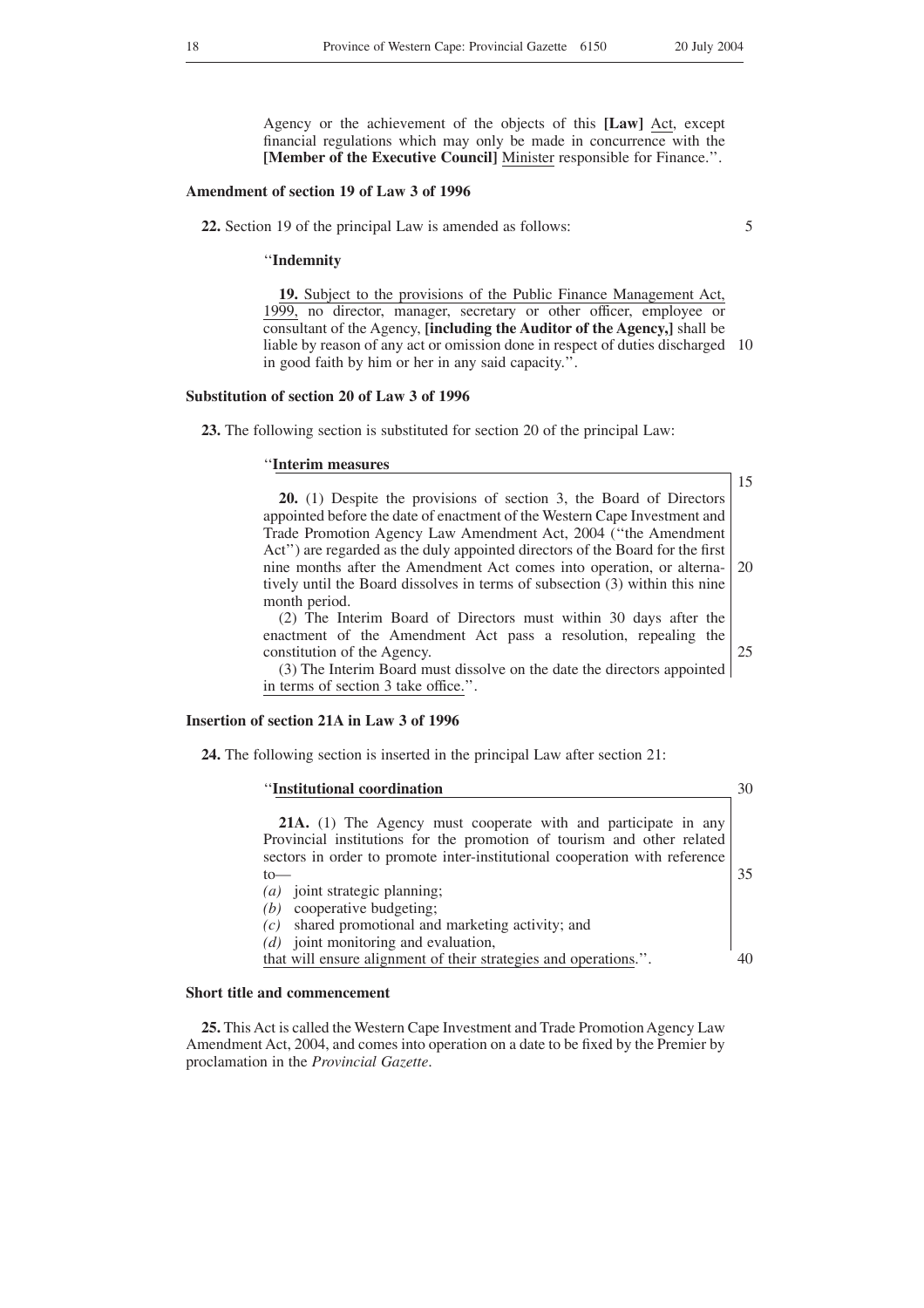Agency or the achievement of the objects of this **[Law]** Act, except financial regulations which may only be made in concurrence with the **[Member of the Executive Council]** Minister responsible for Finance.''.

**Amendment of section 19 of Law 3 of 1996**

**22.** Section 19 of the principal Law is amended as follows:

''**Indemnity**

**19.** Subject to the provisions of the Public Finance Management Act, 1999, no director, manager, secretary or other officer, employee or consultant of the Agency, **[including the Auditor of the Agency,]** shall be liable by reason of any act or omission done in respect of duties discharged in good faith by him or her in any said capacity.''.

**Substitution of section 20 of Law 3 of 1996**

**23.** The following section is substituted for section 20 of the principal Law:

''**Interim measures**

**20.** (1) Despite the provisions of section 3, the Board of Directors appointed before the date of enactment of the Western Cape Investment and Trade Promotion Agency Law Amendment Act, 2004 (''the Amendment Act'') are regarded as the duly appointed directors of the Board for the first nine months after the Amendment Act comes into operation, or alternatively until the Board dissolves in terms of subsection (3) within this nine month period.

(2) The Interim Board of Directors must within 30 days after the enactment of the Amendment Act pass a resolution, repealing the constitution of the Agency.

(3) The Interim Board must dissolve on the date the directors appointed in terms of section 3 take office.''.

**Insertion of section 21A in Law 3 of 1996**

**24.** The following section is inserted in the principal Law after section 21:

''**Institutional coordination**

**21A.** (1) The Agency must cooperate with and participate in any Provincial institutions for the promotion of tourism and other related sectors in order to promote inter-institutional cooperation with reference to—

*(a)* joint strategic planning;
*(b)* cooperative budgeting;
*(c)* shared promotional and marketing activity; and
*(d)* joint monitoring and evaluation,

that will ensure alignment of their strategies and operations.''.

**Short title and commencement**

**25.** This Act is called the Western Cape Investment and Trade Promotion Agency Law Amendment Act, 2004, and comes into operation on a date to be fixed by the Premier by proclamation in the *Provincial Gazette*.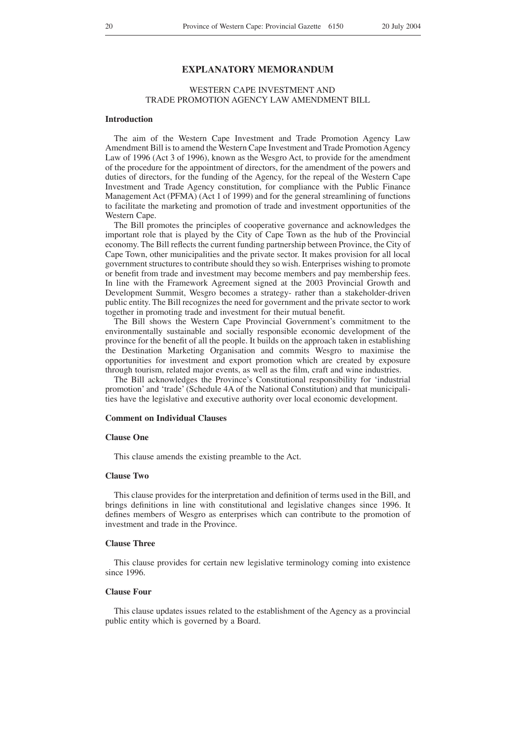# EXPLANATORY MEMORANDUM

## WESTERN CAPE INVESTMENT AND TRADE PROMOTION AGENCY LAW AMENDMENT BILL

### Introduction

The aim of the Western Cape Investment and Trade Promotion Agency Law Amendment Bill is to amend the Western Cape Investment and Trade Promotion Agency Law of 1996 (Act 3 of 1996), known as the Wesgro Act, to provide for the amendment of the procedure for the appointment of directors, for the amendment of the powers and duties of directors, for the funding of the Agency, for the repeal of the Western Cape Investment and Trade Agency constitution, for compliance with the Public Finance Management Act (PFMA) (Act 1 of 1999) and for the general streamlining of functions to facilitate the marketing and promotion of trade and investment opportunities of the Western Cape.

The Bill promotes the principles of cooperative governance and acknowledges the important role that is played by the City of Cape Town as the hub of the Provincial economy. The Bill reflects the current funding partnership between Province, the City of Cape Town, other municipalities and the private sector. It makes provision for all local government structures to contribute should they so wish. Enterprises wishing to promote or benefit from trade and investment may become members and pay membership fees. In line with the Framework Agreement signed at the 2003 Provincial Growth and Development Summit, Wesgro becomes a strategy- rather than a stakeholder-driven public entity. The Bill recognizes the need for government and the private sector to work together in promoting trade and investment for their mutual benefit.

The Bill shows the Western Cape Provincial Government's commitment to the environmentally sustainable and socially responsible economic development of the province for the benefit of all the people. It builds on the approach taken in establishing the Destination Marketing Organisation and commits Wesgro to maximise the opportunities for investment and export promotion which are created by exposure through tourism, related major events, as well as the film, craft and wine industries.

The Bill acknowledges the Province's Constitutional responsibility for 'industrial promotion' and 'trade' (Schedule 4A of the National Constitution) and that municipalities have the legislative and executive authority over local economic development.

### Comment on Individual Clauses

#### Clause One

This clause amends the existing preamble to the Act.

#### Clause Two

This clause provides for the interpretation and definition of terms used in the Bill, and brings definitions in line with constitutional and legislative changes since 1996. It defines members of Wesgro as enterprises which can contribute to the promotion of investment and trade in the Province.

#### Clause Three

This clause provides for certain new legislative terminology coming into existence since 1996.

#### Clause Four

This clause updates issues related to the establishment of the Agency as a provincial public entity which is governed by a Board.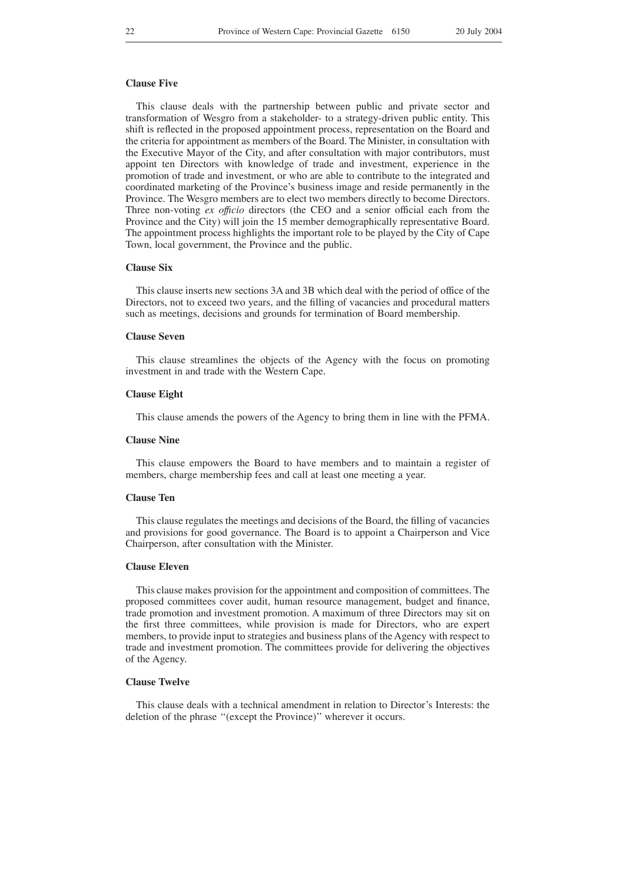**Clause Five**

This clause deals with the partnership between public and private sector and transformation of Wesgro from a stakeholder- to a strategy-driven public entity. This shift is reflected in the proposed appointment process, representation on the Board and the criteria for appointment as members of the Board. The Minister, in consultation with the Executive Mayor of the City, and after consultation with major contributors, must appoint ten Directors with knowledge of trade and investment, experience in the promotion of trade and investment, or who are able to contribute to the integrated and coordinated marketing of the Province's business image and reside permanently in the Province. The Wesgro members are to elect two members directly to become Directors. Three non-voting *ex officio* directors (the CEO and a senior official each from the Province and the City) will join the 15 member demographically representative Board. The appointment process highlights the important role to be played by the City of Cape Town, local government, the Province and the public.

**Clause Six**

This clause inserts new sections 3A and 3B which deal with the period of office of the Directors, not to exceed two years, and the filling of vacancies and procedural matters such as meetings, decisions and grounds for termination of Board membership.

**Clause Seven**

This clause streamlines the objects of the Agency with the focus on promoting investment in and trade with the Western Cape.

**Clause Eight**

This clause amends the powers of the Agency to bring them in line with the PFMA.

**Clause Nine**

This clause empowers the Board to have members and to maintain a register of members, charge membership fees and call at least one meeting a year.

**Clause Ten**

This clause regulates the meetings and decisions of the Board, the filling of vacancies and provisions for good governance. The Board is to appoint a Chairperson and Vice Chairperson, after consultation with the Minister.

**Clause Eleven**

This clause makes provision for the appointment and composition of committees. The proposed committees cover audit, human resource management, budget and finance, trade promotion and investment promotion. A maximum of three Directors may sit on the first three committees, while provision is made for Directors, who are expert members, to provide input to strategies and business plans of the Agency with respect to trade and investment promotion. The committees provide for delivering the objectives of the Agency.

**Clause Twelve**

This clause deals with a technical amendment in relation to Director's Interests: the deletion of the phrase ''(except the Province)'' wherever it occurs.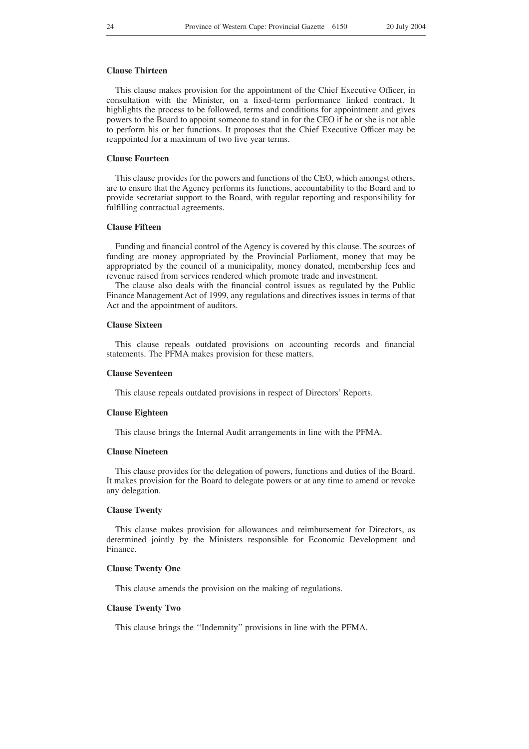**Clause Thirteen**

This clause makes provision for the appointment of the Chief Executive Officer, in consultation with the Minister, on a fixed-term performance linked contract. It highlights the process to be followed, terms and conditions for appointment and gives powers to the Board to appoint someone to stand in for the CEO if he or she is not able to perform his or her functions. It proposes that the Chief Executive Officer may be reappointed for a maximum of two five year terms.

**Clause Fourteen**

This clause provides for the powers and functions of the CEO, which amongst others, are to ensure that the Agency performs its functions, accountability to the Board and to provide secretariat support to the Board, with regular reporting and responsibility for fulfilling contractual agreements.

**Clause Fifteen**

Funding and financial control of the Agency is covered by this clause. The sources of funding are money appropriated by the Provincial Parliament, money that may be appropriated by the council of a municipality, money donated, membership fees and revenue raised from services rendered which promote trade and investment.

The clause also deals with the financial control issues as regulated by the Public Finance Management Act of 1999, any regulations and directives issues in terms of that Act and the appointment of auditors.

**Clause Sixteen**

This clause repeals outdated provisions on accounting records and financial statements. The PFMA makes provision for these matters.

**Clause Seventeen**

This clause repeals outdated provisions in respect of Directors' Reports.

**Clause Eighteen**

This clause brings the Internal Audit arrangements in line with the PFMA.

**Clause Nineteen**

This clause provides for the delegation of powers, functions and duties of the Board. It makes provision for the Board to delegate powers or at any time to amend or revoke any delegation.

**Clause Twenty**

This clause makes provision for allowances and reimbursement for Directors, as determined jointly by the Ministers responsible for Economic Development and Finance.

**Clause Twenty One**

This clause amends the provision on the making of regulations.

**Clause Twenty Two**

This clause brings the ''Indemnity'' provisions in line with the PFMA.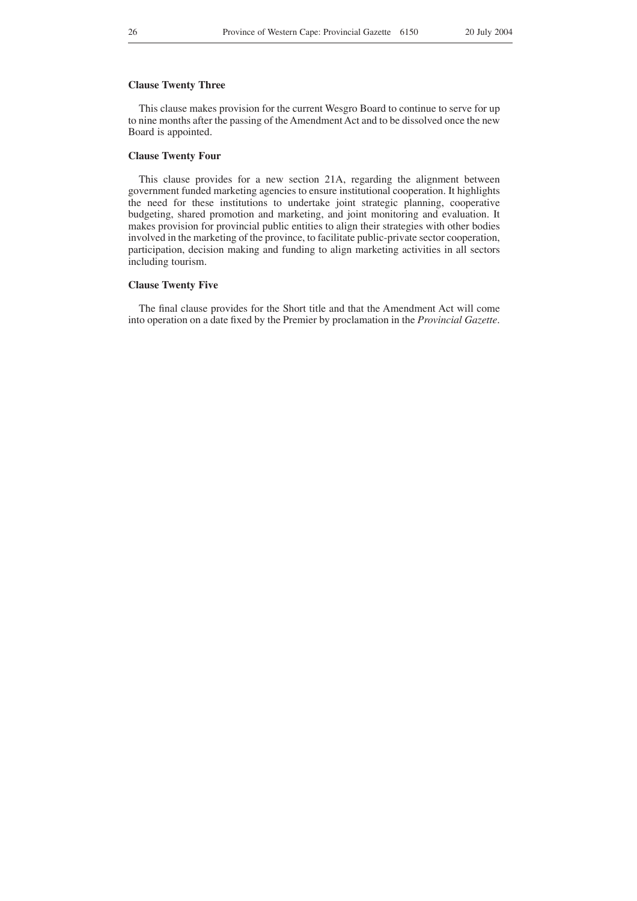**Clause Twenty Three**

This clause makes provision for the current Wesgro Board to continue to serve for up to nine months after the passing of the Amendment Act and to be dissolved once the new Board is appointed.

**Clause Twenty Four**

This clause provides for a new section 21A, regarding the alignment between government funded marketing agencies to ensure institutional cooperation. It highlights the need for these institutions to undertake joint strategic planning, cooperative budgeting, shared promotion and marketing, and joint monitoring and evaluation. It makes provision for provincial public entities to align their strategies with other bodies involved in the marketing of the province, to facilitate public-private sector cooperation, participation, decision making and funding to align marketing activities in all sectors including tourism.

**Clause Twenty Five**

The final clause provides for the Short title and that the Amendment Act will come into operation on a date fixed by the Premier by proclamation in the *Provincial Gazette*.